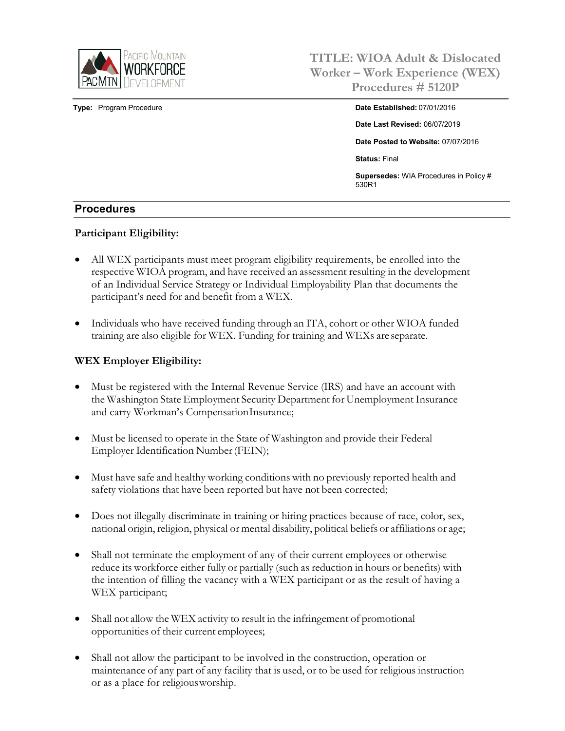Pacific Mountain Workforce Development

# TITLE: WIOA Adult & Dislocated Worker – Work Experience (WEX) Procedures # 5120P

**Type:** Program Procedure

**Date Established:** 07/01/2016

**Date Last Revised:** 06/07/2019

**Date Posted to Website:** 07/07/2016

**Status:** Final

**Supersedes:** WIA Procedures in Policy # 530R1

## Procedures

### Participant Eligibility:

- All WEX participants must meet program eligibility requirements, be enrolled into the respective WIOA program, and have received an assessment resulting in the development of an Individual Service Strategy or Individual Employability Plan that documents the participant's need for and benefit from a WEX.
- Individuals who have received funding through an ITA, cohort or other WIOA funded training are also eligible for WEX. Funding for training and WEXs are separate.

### WEX Employer Eligibility:

- Must be registered with the Internal Revenue Service (IRS) and have an account with the Washington State Employment Security Department for Unemployment Insurance and carry Workman's Compensation Insurance;
- Must be licensed to operate in the State of Washington and provide their Federal Employer Identification Number (FEIN);
- Must have safe and healthy working conditions with no previously reported health and safety violations that have been reported but have not been corrected;
- Does not illegally discriminate in training or hiring practices because of race, color, sex, national origin, religion, physical or mental disability, political beliefs or affiliations or age;
- Shall not terminate the employment of any of their current employees or otherwise reduce its workforce either fully or partially (such as reduction in hours or benefits) with the intention of filling the vacancy with a WEX participant or as the result of having a WEX participant;
- Shall not allow the WEX activity to result in the infringement of promotional opportunities of their current employees;
- Shall not allow the participant to be involved in the construction, operation or maintenance of any part of any facility that is used, or to be used for religious instruction or as a place for religious worship.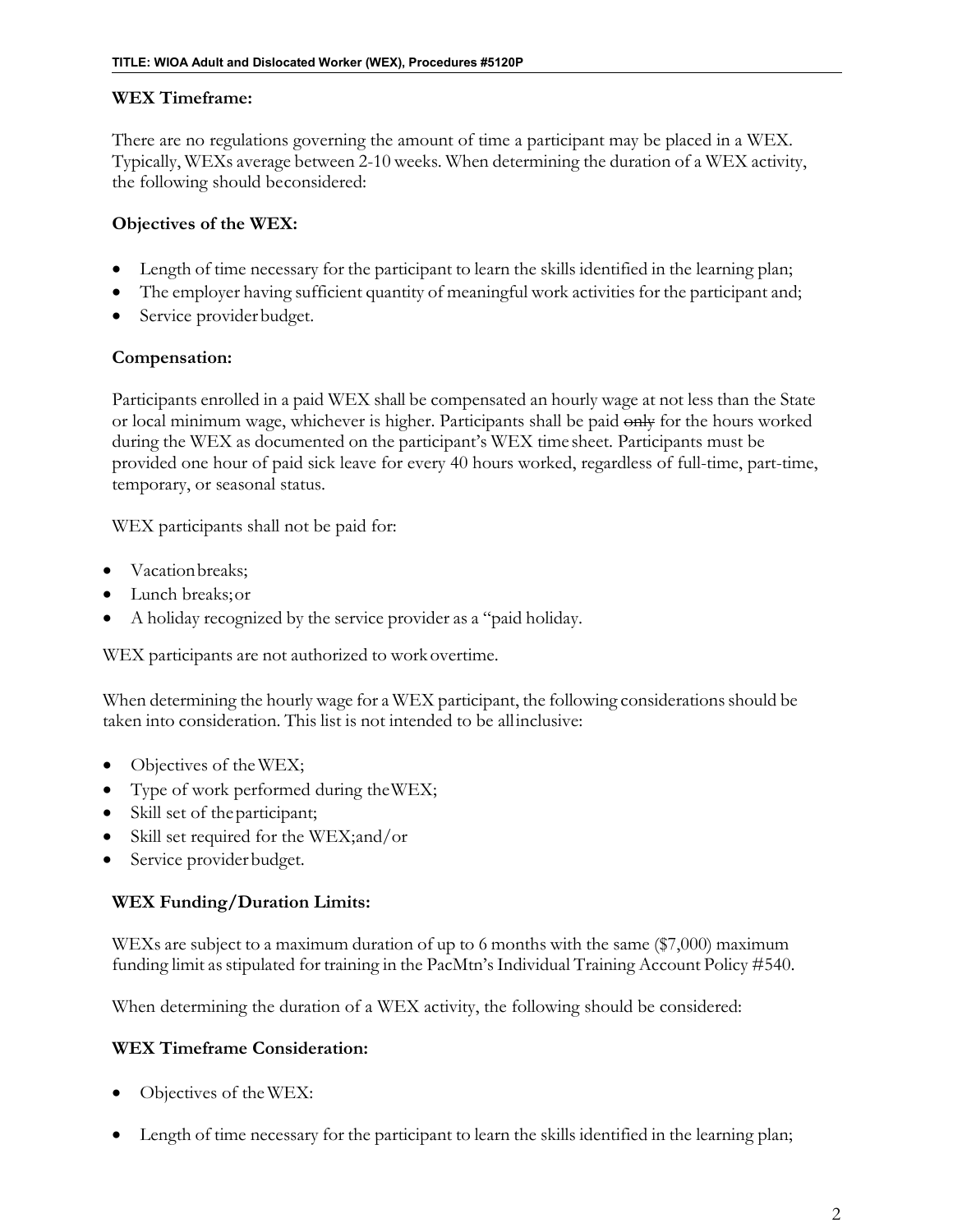### WEX Timeframe:

There are no regulations governing the amount of time a participant may be placed in a WEX. Typically, WEXs average between 2-10 weeks. When determining the duration of a WEX activity, the following should beconsidered:

### Objectives of the WEX:

- Length of time necessary for the participant to learn the skills identified in the learning plan;
- The employer having sufficient quantity of meaningful work activities for the participant and;
- Service provider budget.

### Compensation:

Participants enrolled in a paid WEX shall be compensated an hourly wage at not less than the State or local minimum wage, whichever is higher. Participants shall be paid ~~only~~ for the hours worked during the WEX as documented on the participant's WEX time sheet. Participants must be provided one hour of paid sick leave for every 40 hours worked, regardless of full-time, part-time, temporary, or seasonal status.

WEX participants shall not be paid for:

- Vacation breaks;
- Lunch breaks; or
- A holiday recognized by the service provider as a "paid holiday.

WEX participants are not authorized to work overtime.

When determining the hourly wage for a WEX participant, the following considerations should be taken into consideration. This list is not intended to be all inclusive:

- Objectives of the WEX;
- Type of work performed during the WEX;
- Skill set of the participant;
- Skill set required for the WEX; and/or
- Service provider budget.

### WEX Funding/Duration Limits:

WEXs are subject to a maximum duration of up to 6 months with the same ($7,000) maximum funding limit as stipulated for training in the PacMtn's Individual Training Account Policy #540.

When determining the duration of a WEX activity, the following should be considered:

### WEX Timeframe Consideration:

- Objectives of the WEX:

- Length of time necessary for the participant to learn the skills identified in the learning plan;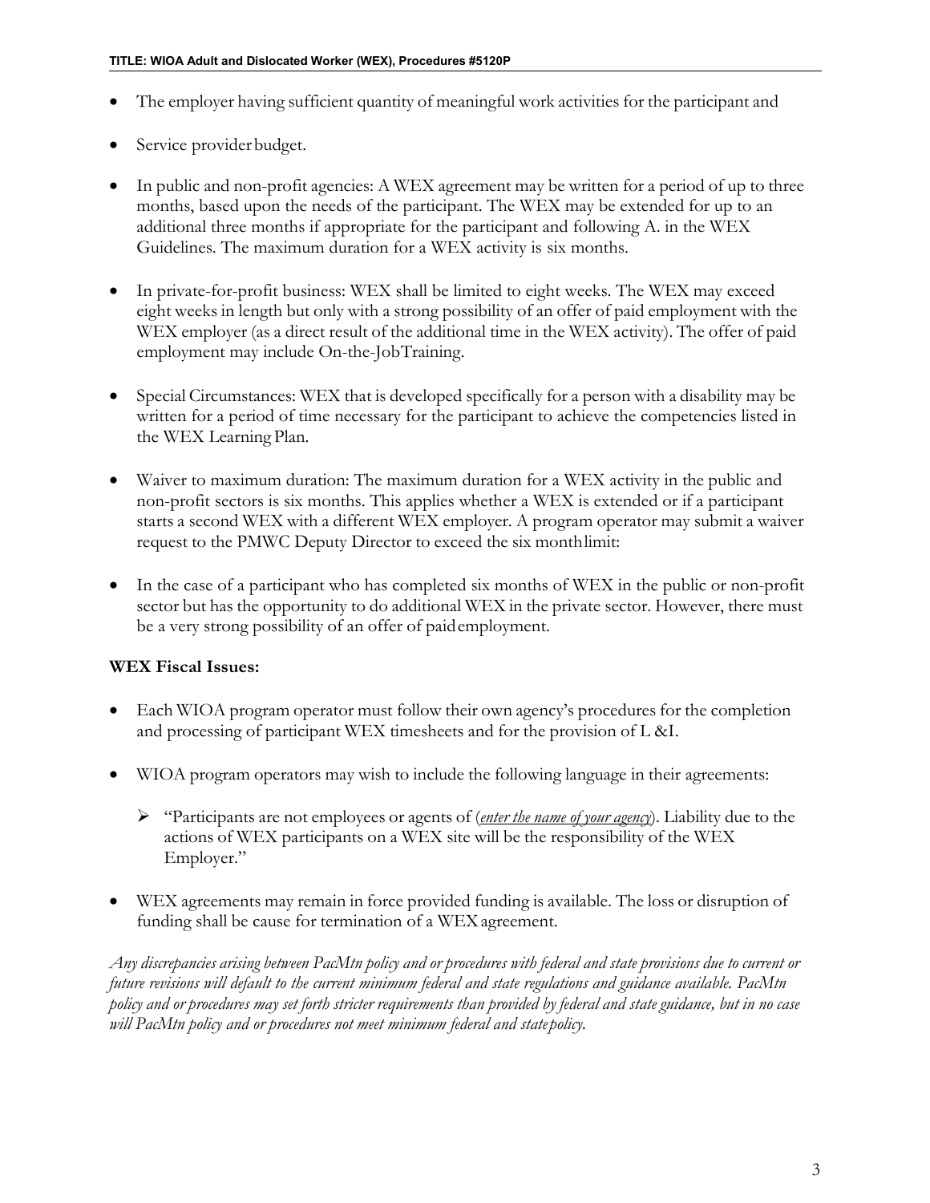- The employer having sufficient quantity of meaningful work activities for the participant and
- Service provider budget.
- In public and non-profit agencies: A WEX agreement may be written for a period of up to three months, based upon the needs of the participant. The WEX may be extended for up to an additional three months if appropriate for the participant and following A. in the WEX Guidelines. The maximum duration for a WEX activity is six months.
- In private-for-profit business: WEX shall be limited to eight weeks. The WEX may exceed eight weeks in length but only with a strong possibility of an offer of paid employment with the WEX employer (as a direct result of the additional time in the WEX activity). The offer of paid employment may include On-the-JobTraining.
- Special Circumstances: WEX that is developed specifically for a person with a disability may be written for a period of time necessary for the participant to achieve the competencies listed in the WEX Learning Plan.
- Waiver to maximum duration: The maximum duration for a WEX activity in the public and non-profit sectors is six months. This applies whether a WEX is extended or if a participant starts a second WEX with a different WEX employer. A program operator may submit a waiver request to the PMWC Deputy Director to exceed the six month limit:
- In the case of a participant who has completed six months of WEX in the public or non-profit sector but has the opportunity to do additional WEX in the private sector. However, there must be a very strong possibility of an offer of paid employment.

**WEX Fiscal Issues:**

- Each WIOA program operator must follow their own agency's procedures for the completion and processing of participant WEX timesheets and for the provision of L &I.
- WIOA program operators may wish to include the following language in their agreements:
  - "Participants are not employees or agents of (*enter the name of your agency*). Liability due to the actions of WEX participants on a WEX site will be the responsibility of the WEX Employer."
- WEX agreements may remain in force provided funding is available. The loss or disruption of funding shall be cause for termination of a WEX agreement.

*Any discrepancies arising between PacMtn policy and or procedures with federal and state provisions due to current or future revisions will default to the current minimum federal and state regulations and guidance available. PacMtn policy and or procedures may set forth stricter requirements than provided by federal and state guidance, but in no case will PacMtn policy and or procedures not meet minimum federal and state policy.*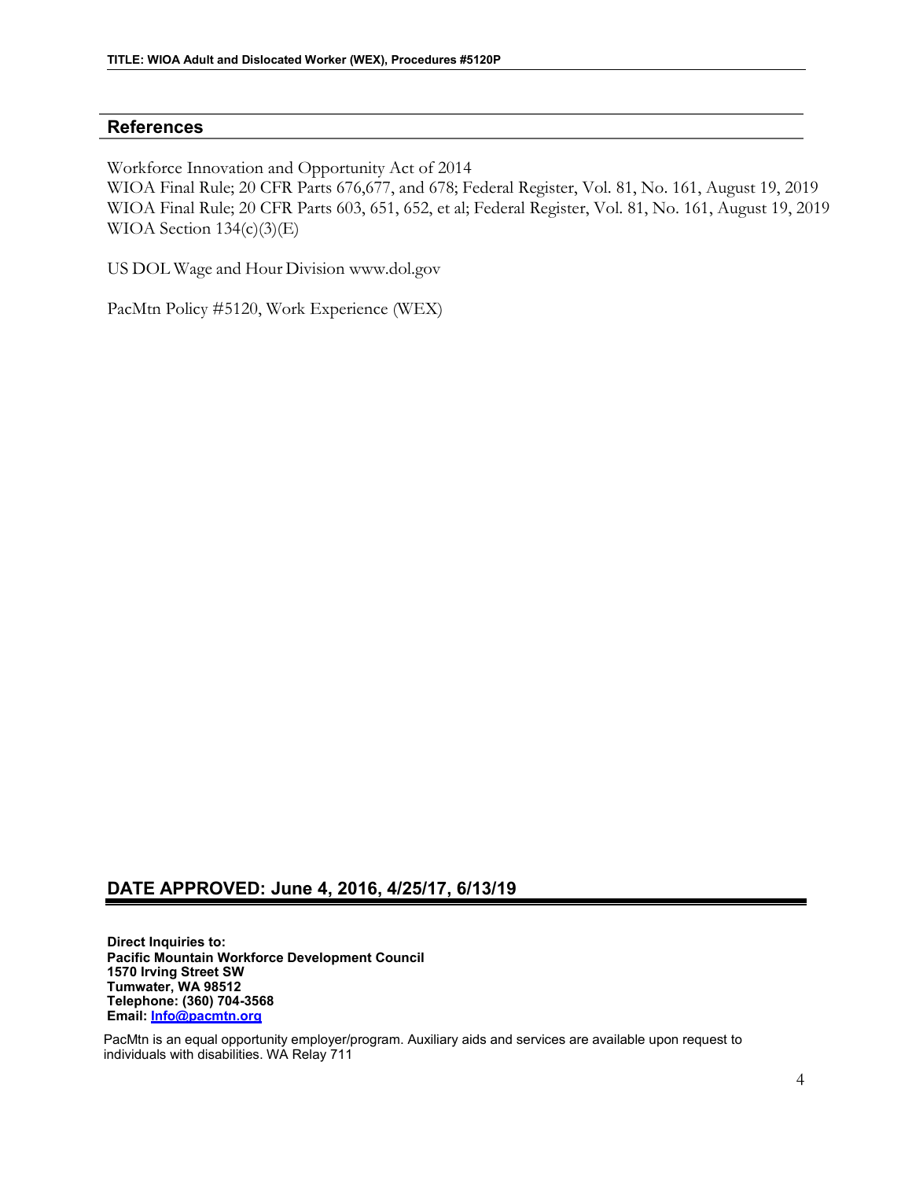## References

Workforce Innovation and Opportunity Act of 2014
WIOA Final Rule; 20 CFR Parts 676,677, and 678; Federal Register, Vol. 81, No. 161, August 19, 2019
WIOA Final Rule; 20 CFR Parts 603, 651, 652, et al; Federal Register, Vol. 81, No. 161, August 19, 2019
WIOA Section 134(c)(3)(E)

US DOL Wage and Hour Division www.dol.gov

PacMtn Policy #5120, Work Experience (WEX)

## DATE APPROVED: June 4, 2016, 4/25/17, 6/13/19

**Direct Inquiries to:**
**Pacific Mountain Workforce Development Council**
**1570 Irving Street SW**
**Tumwater, WA 98512**
**Telephone: (360) 704-3568**
**Email: Info@pacmtn.org**

PacMtn is an equal opportunity employer/program. Auxiliary aids and services are available upon request to individuals with disabilities. WA Relay 711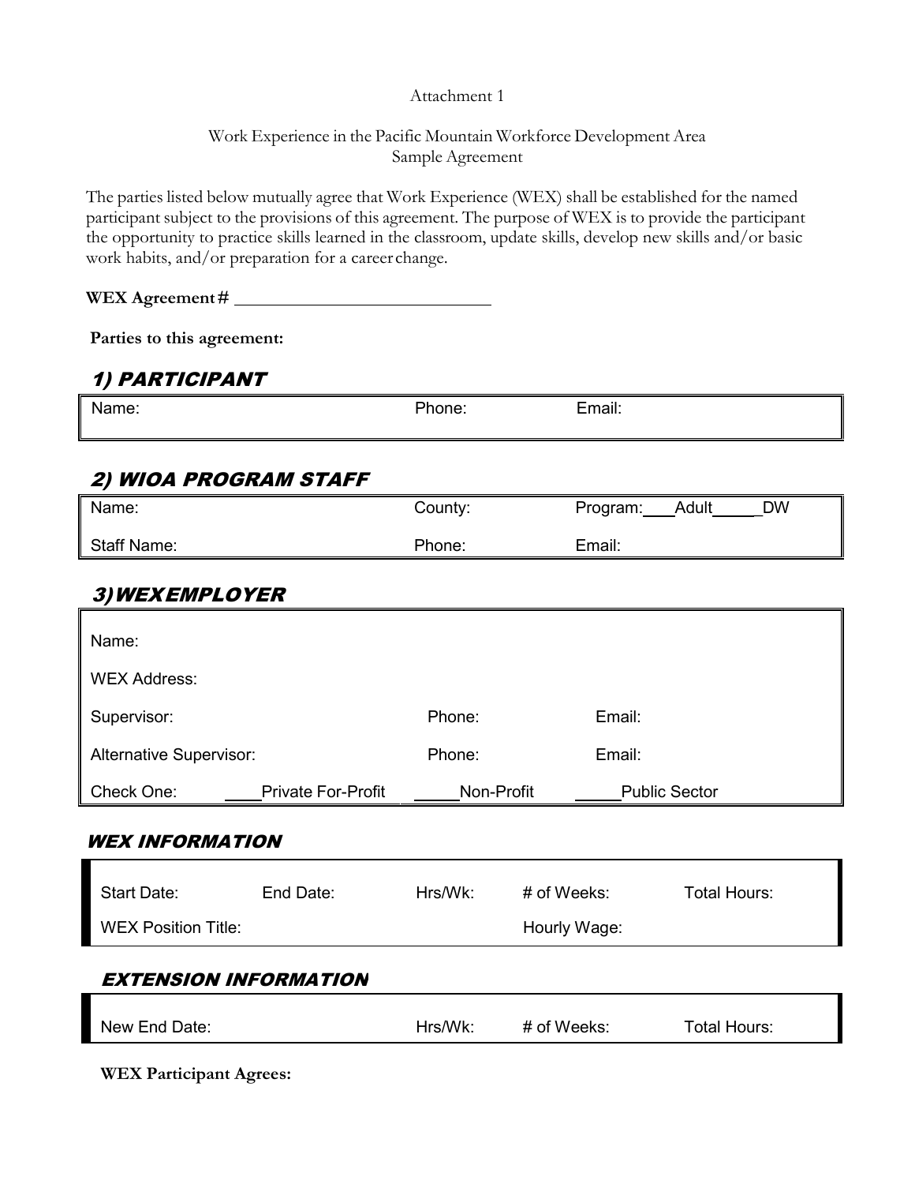Attachment 1

Work Experience in the Pacific Mountain Workforce Development Area
Sample Agreement

The parties listed below mutually agree that Work Experience (WEX) shall be established for the named participant subject to the provisions of this agreement. The purpose of WEX is to provide the participant the opportunity to practice skills learned in the classroom, update skills, develop new skills and/or basic work habits, and/or preparation for a career change.

**WEX Agreement #** ____________________________

**Parties to this agreement:**

## 1) PARTICIPANT

| Name: | Phone: | Email: |
|---|---|---|

## 2) WIOA PROGRAM STAFF

| Name: | County: | Program: ___Adult_____DW |
|---|---|---|
| Staff Name: | Phone: | Email: |

## 3) WEX EMPLOYER

| Name: | | |
|---|---|---|
| WEX Address: | | |
| Supervisor: | Phone: | Email: |
| Alternative Supervisor: | Phone: | Email: |
| Check One: ____Private For-Profit | _____Non-Profit | _____Public Sector |

## WEX INFORMATION

| Start Date: | End Date: | Hrs/Wk: | # of Weeks: | Total Hours: |
|---|---|---|---|---|
| WEX Position Title: | | | Hourly Wage: | |

## EXTENSION INFORMATION

| New End Date: | Hrs/Wk: | # of Weeks: | Total Hours: |
|---|---|---|---|

**WEX Participant Agrees:**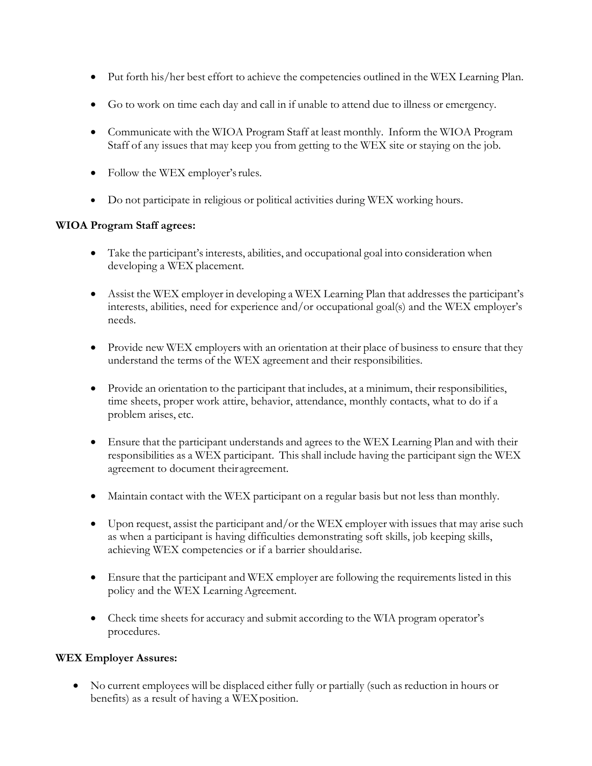- Put forth his/her best effort to achieve the competencies outlined in the WEX Learning Plan.

- Go to work on time each day and call in if unable to attend due to illness or emergency.

- Communicate with the WIOA Program Staff at least monthly. Inform the WIOA Program Staff of any issues that may keep you from getting to the WEX site or staying on the job.

- Follow the WEX employer's rules.

- Do not participate in religious or political activities during WEX working hours.

**WIOA Program Staff agrees:**

- Take the participant's interests, abilities, and occupational goal into consideration when developing a WEX placement.

- Assist the WEX employer in developing a WEX Learning Plan that addresses the participant's interests, abilities, need for experience and/or occupational goal(s) and the WEX employer's needs.

- Provide new WEX employers with an orientation at their place of business to ensure that they understand the terms of the WEX agreement and their responsibilities.

- Provide an orientation to the participant that includes, at a minimum, their responsibilities, time sheets, proper work attire, behavior, attendance, monthly contacts, what to do if a problem arises, etc.

- Ensure that the participant understands and agrees to the WEX Learning Plan and with their responsibilities as a WEX participant. This shall include having the participant sign the WEX agreement to document their agreement.

- Maintain contact with the WEX participant on a regular basis but not less than monthly.

- Upon request, assist the participant and/or the WEX employer with issues that may arise such as when a participant is having difficulties demonstrating soft skills, job keeping skills, achieving WEX competencies or if a barrier should arise.

- Ensure that the participant and WEX employer are following the requirements listed in this policy and the WEX Learning Agreement.

- Check time sheets for accuracy and submit according to the WIA program operator's procedures.

**WEX Employer Assures:**

- No current employees will be displaced either fully or partially (such as reduction in hours or benefits) as a result of having a WEX position.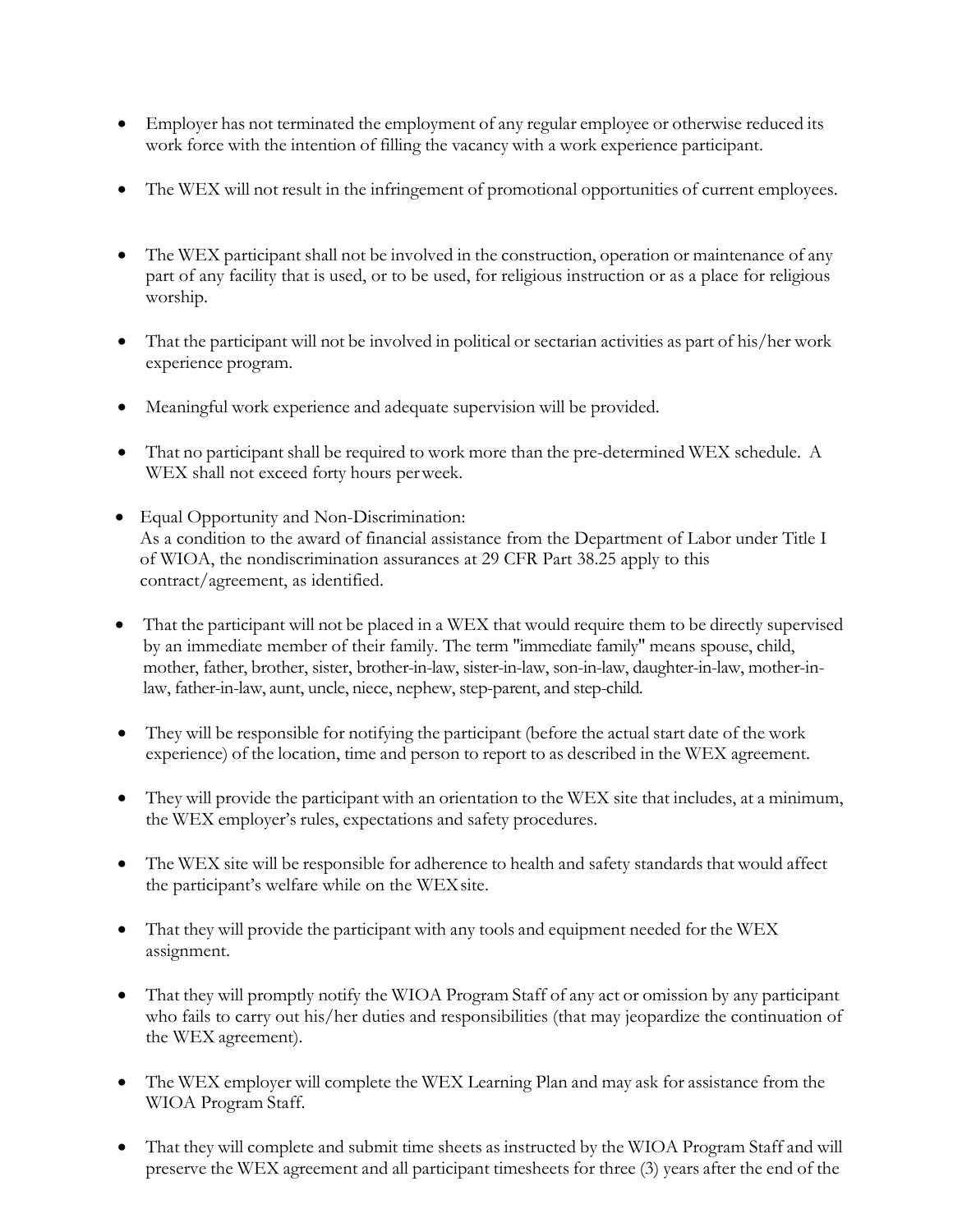- Employer has not terminated the employment of any regular employee or otherwise reduced its work force with the intention of filling the vacancy with a work experience participant.
- The WEX will not result in the infringement of promotional opportunities of current employees.
- The WEX participant shall not be involved in the construction, operation or maintenance of any part of any facility that is used, or to be used, for religious instruction or as a place for religious worship.
- That the participant will not be involved in political or sectarian activities as part of his/her work experience program.
- Meaningful work experience and adequate supervision will be provided.
- That no participant shall be required to work more than the pre-determined WEX schedule. A WEX shall not exceed forty hours per week.
- Equal Opportunity and Non-Discrimination:
  As a condition to the award of financial assistance from the Department of Labor under Title I of WIOA, the nondiscrimination assurances at 29 CFR Part 38.25 apply to this contract/agreement, as identified.
- That the participant will not be placed in a WEX that would require them to be directly supervised by an immediate member of their family. The term "immediate family" means spouse, child, mother, father, brother, sister, brother-in-law, sister-in-law, son-in-law, daughter-in-law, mother-in-law, father-in-law, aunt, uncle, niece, nephew, step-parent, and step-child.
- They will be responsible for notifying the participant (before the actual start date of the work experience) of the location, time and person to report to as described in the WEX agreement.
- They will provide the participant with an orientation to the WEX site that includes, at a minimum, the WEX employer's rules, expectations and safety procedures.
- The WEX site will be responsible for adherence to health and safety standards that would affect the participant's welfare while on the WEX site.
- That they will provide the participant with any tools and equipment needed for the WEX assignment.
- That they will promptly notify the WIOA Program Staff of any act or omission by any participant who fails to carry out his/her duties and responsibilities (that may jeopardize the continuation of the WEX agreement).
- The WEX employer will complete the WEX Learning Plan and may ask for assistance from the WIOA Program Staff.
- That they will complete and submit time sheets as instructed by the WIOA Program Staff and will preserve the WEX agreement and all participant timesheets for three (3) years after the end of the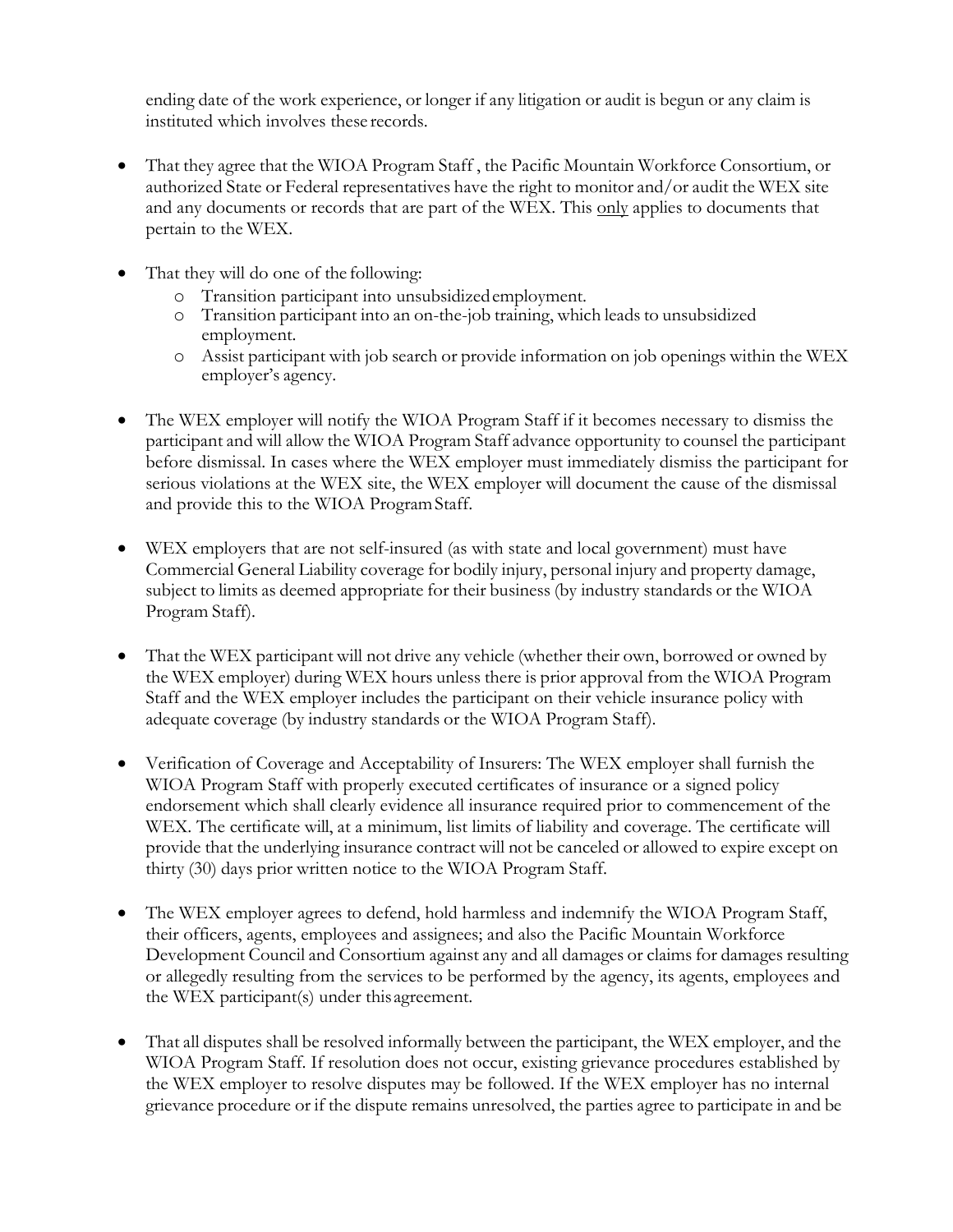ending date of the work experience, or longer if any litigation or audit is begun or any claim is instituted which involves these records.

- That they agree that the WIOA Program Staff , the Pacific Mountain Workforce Consortium, or authorized State or Federal representatives have the right to monitor and/or audit the WEX site and any documents or records that are part of the WEX. This <u>only</u> applies to documents that pertain to the WEX.

- That they will do one of the following:
  - Transition participant into unsubsidized employment.
  - Transition participant into an on-the-job training, which leads to unsubsidized employment.
  - Assist participant with job search or provide information on job openings within the WEX employer's agency.

- The WEX employer will notify the WIOA Program Staff if it becomes necessary to dismiss the participant and will allow the WIOA Program Staff advance opportunity to counsel the participant before dismissal. In cases where the WEX employer must immediately dismiss the participant for serious violations at the WEX site, the WEX employer will document the cause of the dismissal and provide this to the WIOA Program Staff.

- WEX employers that are not self-insured (as with state and local government) must have Commercial General Liability coverage for bodily injury, personal injury and property damage, subject to limits as deemed appropriate for their business (by industry standards or the WIOA Program Staff).

- That the WEX participant will not drive any vehicle (whether their own, borrowed or owned by the WEX employer) during WEX hours unless there is prior approval from the WIOA Program Staff and the WEX employer includes the participant on their vehicle insurance policy with adequate coverage (by industry standards or the WIOA Program Staff).

- Verification of Coverage and Acceptability of Insurers: The WEX employer shall furnish the WIOA Program Staff with properly executed certificates of insurance or a signed policy endorsement which shall clearly evidence all insurance required prior to commencement of the WEX. The certificate will, at a minimum, list limits of liability and coverage. The certificate will provide that the underlying insurance contract will not be canceled or allowed to expire except on thirty (30) days prior written notice to the WIOA Program Staff.

- The WEX employer agrees to defend, hold harmless and indemnify the WIOA Program Staff, their officers, agents, employees and assignees; and also the Pacific Mountain Workforce Development Council and Consortium against any and all damages or claims for damages resulting or allegedly resulting from the services to be performed by the agency, its agents, employees and the WEX participant(s) under this agreement.

- That all disputes shall be resolved informally between the participant, the WEX employer, and the WIOA Program Staff. If resolution does not occur, existing grievance procedures established by the WEX employer to resolve disputes may be followed. If the WEX employer has no internal grievance procedure or if the dispute remains unresolved, the parties agree to participate in and be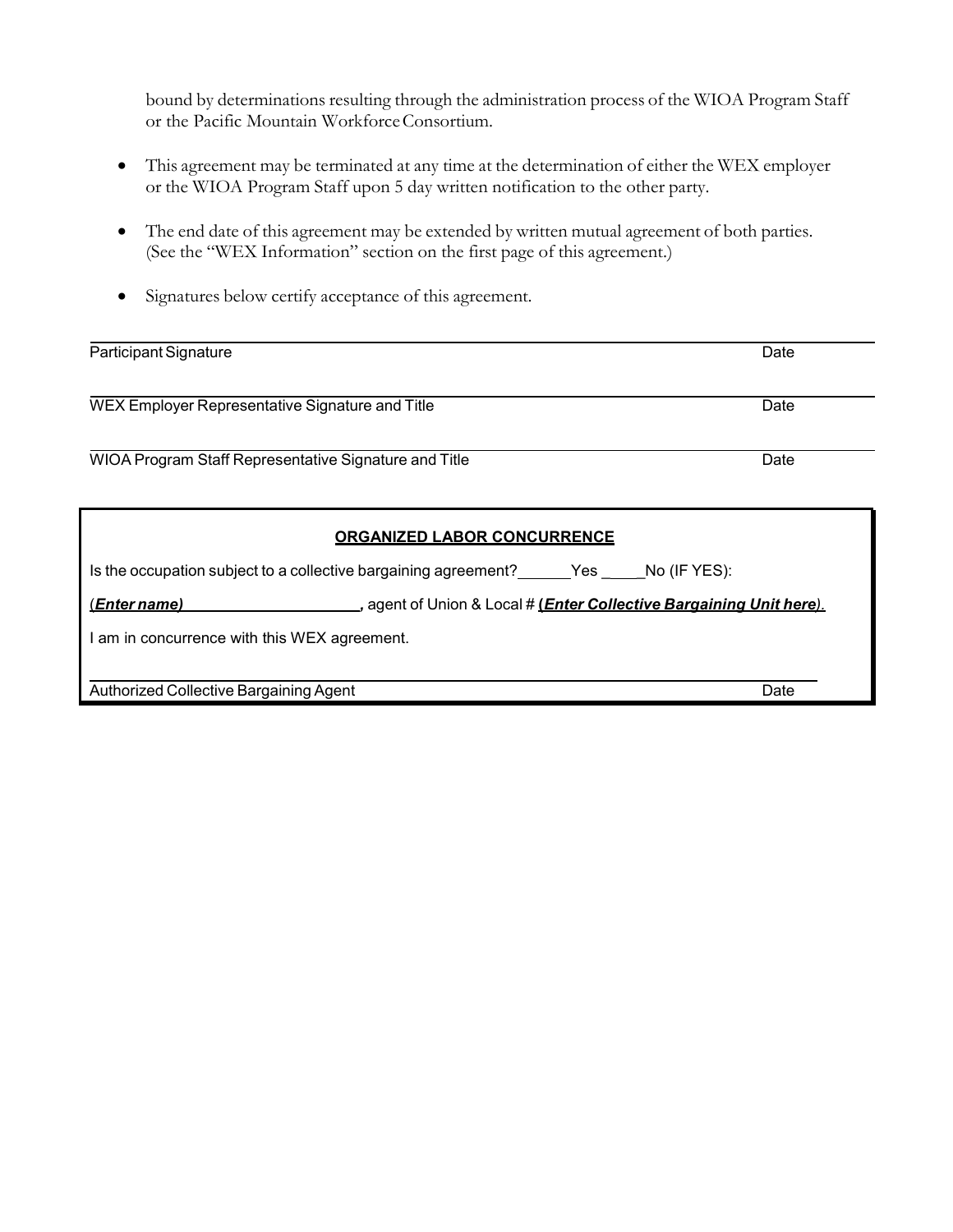bound by determinations resulting through the administration process of the WIOA Program Staff or the Pacific Mountain Workforce Consortium.

- This agreement may be terminated at any time at the determination of either the WEX employer or the WIOA Program Staff upon 5 day written notification to the other party.

- The end date of this agreement may be extended by written mutual agreement of both parties. (See the "WEX Information" section on the first page of this agreement.)

- Signatures below certify acceptance of this agreement.

______________________________________________________________________

Participant Signature Date

______________________________________________________________________

WEX Employer Representative Signature and Title Date

______________________________________________________________________

WIOA Program Staff Representative Signature and Title Date

**ORGANIZED LABOR CONCURRENCE**

Is the occupation subject to a collective bargaining agreement? ______Yes _____No (IF YES):

(***Enter name)*** ____________________, agent of Union & Local # ***(Enter Collective Bargaining Unit here)***.

I am in concurrence with this WEX agreement.

______________________________________________________________________

Authorized Collective Bargaining Agent Date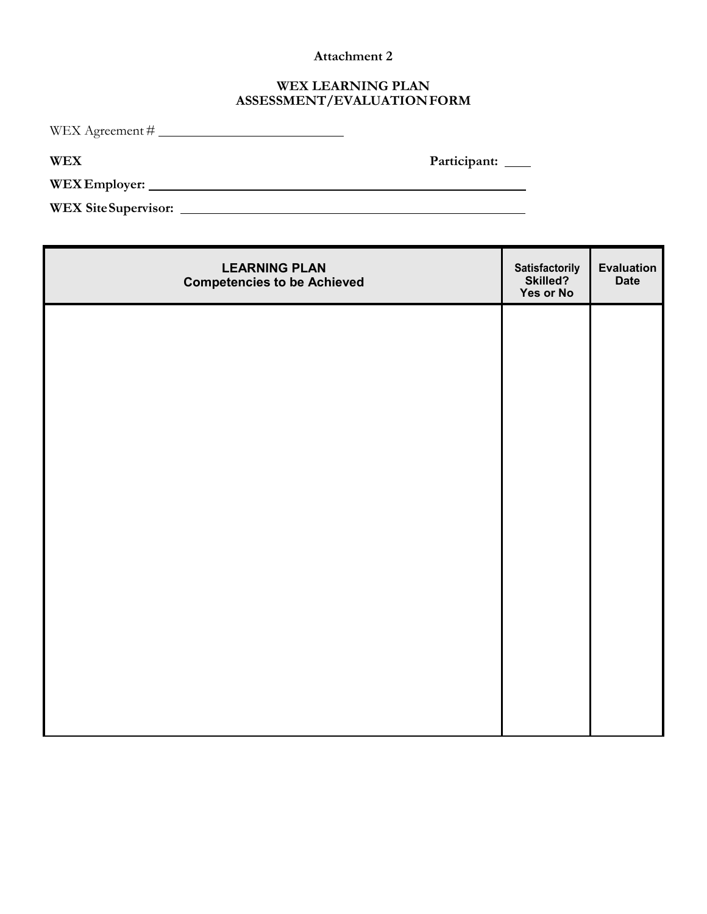Attachment 2

# WEX LEARNING PLAN ASSESSMENT/EVALUATION FORM

WEX Agreement # ___________________________

**WEX** **Participant:** ____

**WEX Employer:** ___________________________________________________________

**WEX Site Supervisor:** _____________________________________________________

| LEARNING PLAN<br>Competencies to be Achieved | Satisfactorily Skilled?<br>Yes or No | Evaluation Date |
|---|---|---|
| | | |